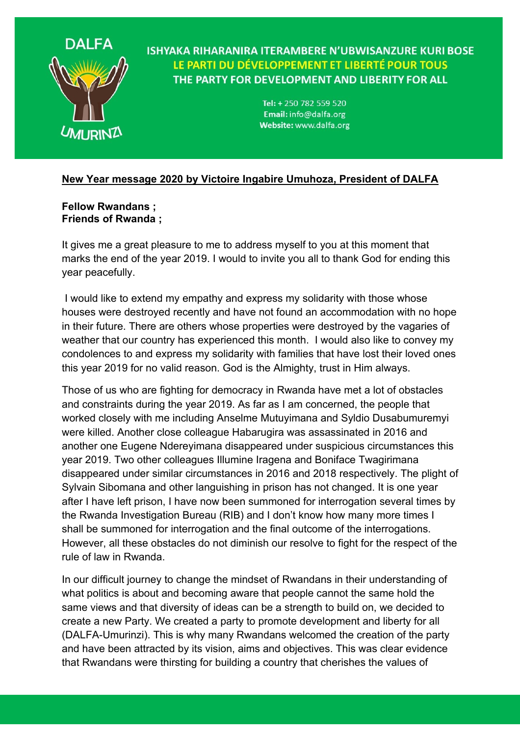DALFA

UMURINZI

**ISHYAKA RIHARANIRA ITERAMBERE N'UBWISANZURE KURI BOSE**
**LE PARTI DU DÉVELOPPEMENT ET LIBERTÉ POUR TOUS**
**THE PARTY FOR DEVELOPMENT AND LIBERTY FOR ALL**

**Tel:** + 250 782 559 520
**Email:** info@dalfa.org
**Website:** www.dalfa.org

**New Year message 2020 by Victoire Ingabire Umuhoza, President of DALFA**

**Fellow Rwandans ;**
**Friends of Rwanda ;**

It gives me a great pleasure to me to address myself to you at this moment that marks the end of the year 2019. I would to invite you all to thank God for ending this year peacefully.

I would like to extend my empathy and express my solidarity with those whose houses were destroyed recently and have not found an accommodation with no hope in their future. There are others whose properties were destroyed by the vagaries of weather that our country has experienced this month. I would also like to convey my condolences to and express my solidarity with families that have lost their loved ones this year 2019 for no valid reason. God is the Almighty, trust in Him always.

Those of us who are fighting for democracy in Rwanda have met a lot of obstacles and constraints during the year 2019. As far as I am concerned, the people that worked closely with me including Anselme Mutuyimana and Syldio Dusabumuremyi were killed. Another close colleague Habarugira was assassinated in 2016 and another one Eugene Ndereyimana disappeared under suspicious circumstances this year 2019. Two other colleagues Illumine Iragena and Boniface Twagirimana disappeared under similar circumstances in 2016 and 2018 respectively. The plight of Sylvain Sibomana and other languishing in prison has not changed. It is one year after I have left prison, I have now been summoned for interrogation several times by the Rwanda Investigation Bureau (RIB) and I don't know how many more times I shall be summoned for interrogation and the final outcome of the interrogations. However, all these obstacles do not diminish our resolve to fight for the respect of the rule of law in Rwanda.

In our difficult journey to change the mindset of Rwandans in their understanding of what politics is about and becoming aware that people cannot the same hold the same views and that diversity of ideas can be a strength to build on, we decided to create a new Party. We created a party to promote development and liberty for all (DALFA-Umurinzi). This is why many Rwandans welcomed the creation of the party and have been attracted by its vision, aims and objectives. This was clear evidence that Rwandans were thirsting for building a country that cherishes the values of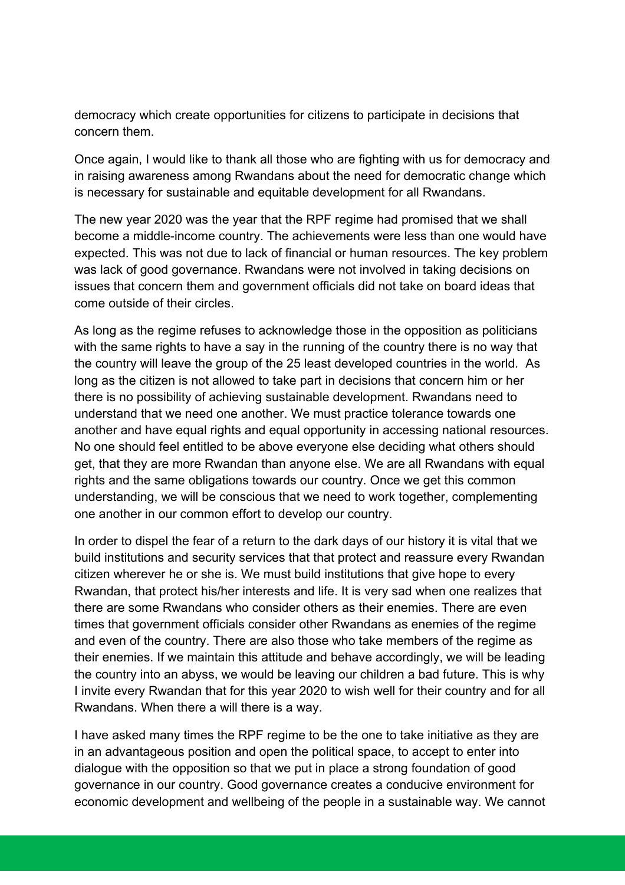democracy which create opportunities for citizens to participate in decisions that concern them.

Once again, I would like to thank all those who are fighting with us for democracy and in raising awareness among Rwandans about the need for democratic change which is necessary for sustainable and equitable development for all Rwandans.

The new year 2020 was the year that the RPF regime had promised that we shall become a middle-income country. The achievements were less than one would have expected. This was not due to lack of financial or human resources. The key problem was lack of good governance. Rwandans were not involved in taking decisions on issues that concern them and government officials did not take on board ideas that come outside of their circles.

As long as the regime refuses to acknowledge those in the opposition as politicians with the same rights to have a say in the running of the country there is no way that the country will leave the group of the 25 least developed countries in the world. As long as the citizen is not allowed to take part in decisions that concern him or her there is no possibility of achieving sustainable development. Rwandans need to understand that we need one another. We must practice tolerance towards one another and have equal rights and equal opportunity in accessing national resources. No one should feel entitled to be above everyone else deciding what others should get, that they are more Rwandan than anyone else. We are all Rwandans with equal rights and the same obligations towards our country. Once we get this common understanding, we will be conscious that we need to work together, complementing one another in our common effort to develop our country.

In order to dispel the fear of a return to the dark days of our history it is vital that we build institutions and security services that that protect and reassure every Rwandan citizen wherever he or she is. We must build institutions that give hope to every Rwandan, that protect his/her interests and life. It is very sad when one realizes that there are some Rwandans who consider others as their enemies. There are even times that government officials consider other Rwandans as enemies of the regime and even of the country. There are also those who take members of the regime as their enemies. If we maintain this attitude and behave accordingly, we will be leading the country into an abyss, we would be leaving our children a bad future. This is why I invite every Rwandan that for this year 2020 to wish well for their country and for all Rwandans. When there a will there is a way.

I have asked many times the RPF regime to be the one to take initiative as they are in an advantageous position and open the political space, to accept to enter into dialogue with the opposition so that we put in place a strong foundation of good governance in our country. Good governance creates a conducive environment for economic development and wellbeing of the people in a sustainable way. We cannot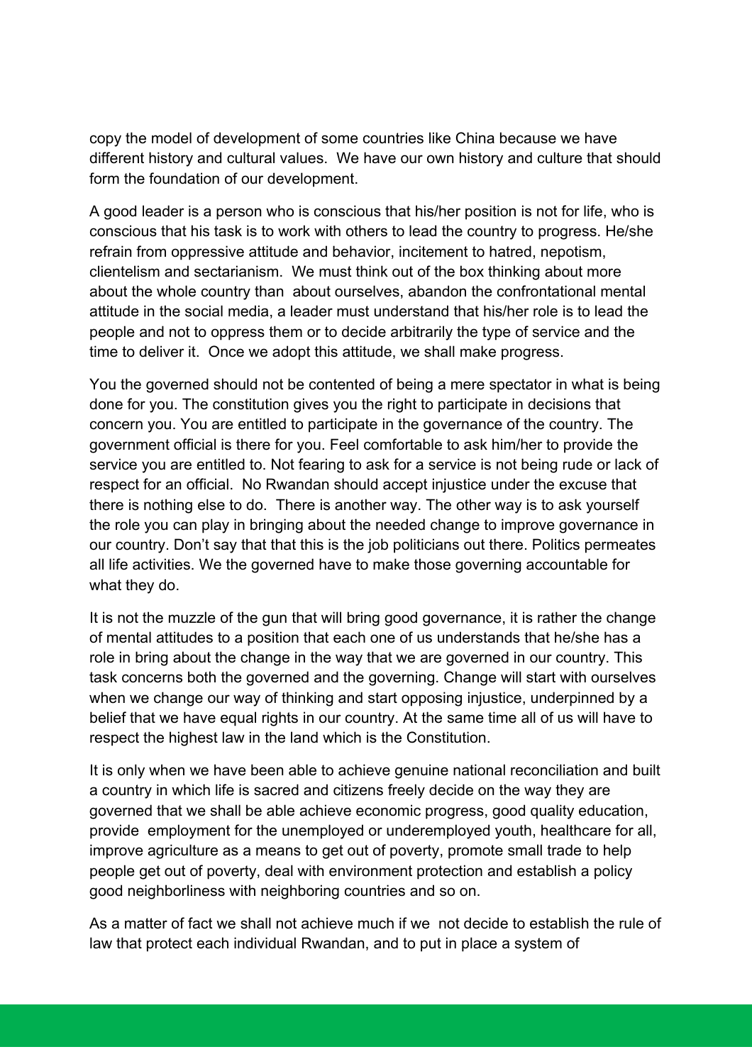copy the model of development of some countries like China because we have different history and cultural values. We have our own history and culture that should form the foundation of our development.

A good leader is a person who is conscious that his/her position is not for life, who is conscious that his task is to work with others to lead the country to progress. He/she refrain from oppressive attitude and behavior, incitement to hatred, nepotism, clientelism and sectarianism. We must think out of the box thinking about more about the whole country than about ourselves, abandon the confrontational mental attitude in the social media, a leader must understand that his/her role is to lead the people and not to oppress them or to decide arbitrarily the type of service and the time to deliver it. Once we adopt this attitude, we shall make progress.

You the governed should not be contented of being a mere spectator in what is being done for you. The constitution gives you the right to participate in decisions that concern you. You are entitled to participate in the governance of the country. The government official is there for you. Feel comfortable to ask him/her to provide the service you are entitled to. Not fearing to ask for a service is not being rude or lack of respect for an official. No Rwandan should accept injustice under the excuse that there is nothing else to do. There is another way. The other way is to ask yourself the role you can play in bringing about the needed change to improve governance in our country. Don't say that that this is the job politicians out there. Politics permeates all life activities. We the governed have to make those governing accountable for what they do.

It is not the muzzle of the gun that will bring good governance, it is rather the change of mental attitudes to a position that each one of us understands that he/she has a role in bring about the change in the way that we are governed in our country. This task concerns both the governed and the governing. Change will start with ourselves when we change our way of thinking and start opposing injustice, underpinned by a belief that we have equal rights in our country. At the same time all of us will have to respect the highest law in the land which is the Constitution.

It is only when we have been able to achieve genuine national reconciliation and built a country in which life is sacred and citizens freely decide on the way they are governed that we shall be able achieve economic progress, good quality education, provide employment for the unemployed or underemployed youth, healthcare for all, improve agriculture as a means to get out of poverty, promote small trade to help people get out of poverty, deal with environment protection and establish a policy good neighborliness with neighboring countries and so on.

As a matter of fact we shall not achieve much if we not decide to establish the rule of law that protect each individual Rwandan, and to put in place a system of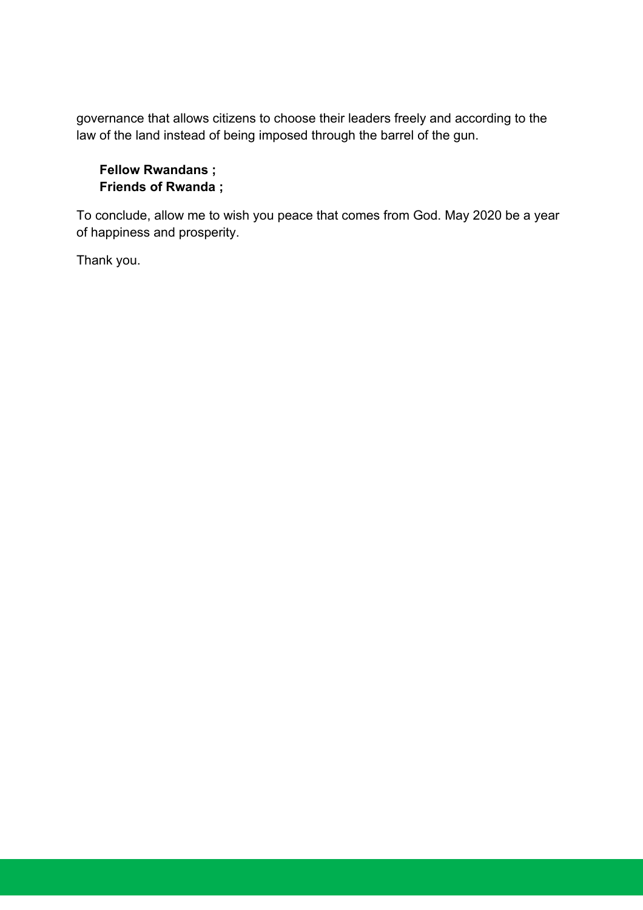governance that allows citizens to choose their leaders freely and according to the law of the land instead of being imposed through the barrel of the gun.

**Fellow Rwandans ;**
**Friends of Rwanda ;**

To conclude, allow me to wish you peace that comes from God. May 2020 be a year of happiness and prosperity.

Thank you.